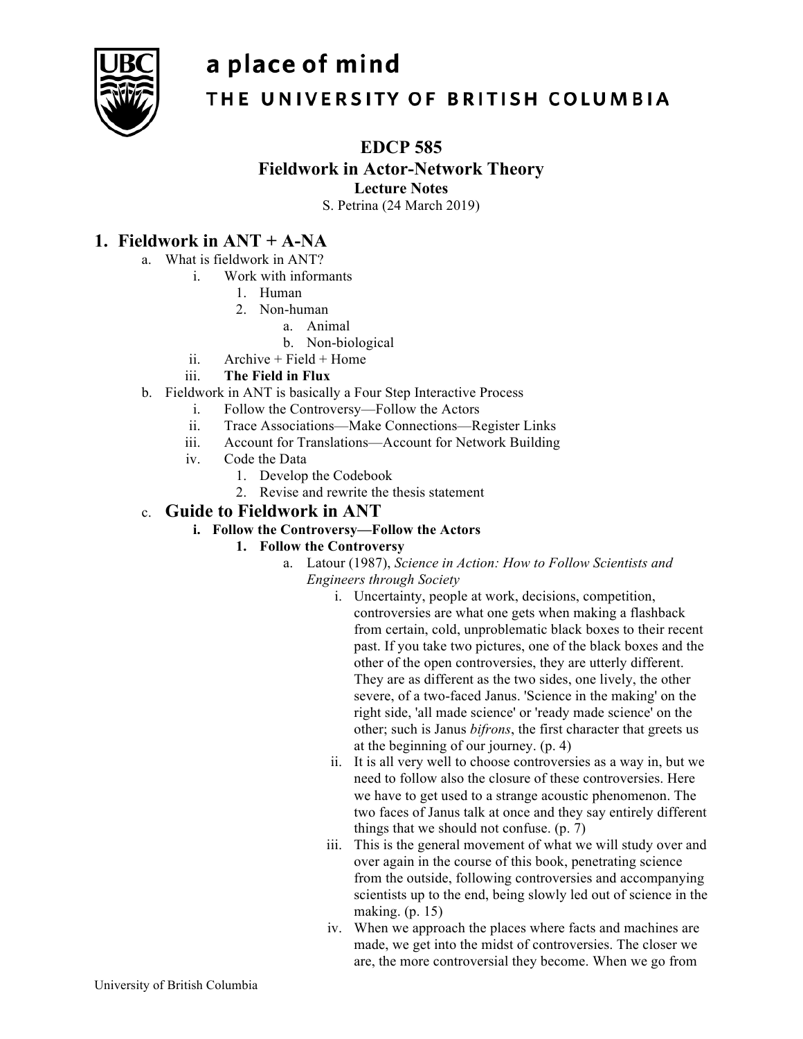a place of mind

THE UNIVERSITY OF BRITISH COLUMBIA

# EDCP 585
## Fieldwork in Actor-Network Theory
**Lecture Notes**

S. Petrina (24 March 2019)

## 1. Fieldwork in ANT + A-NA

a. What is fieldwork in ANT?
   - i. Work with informants
     1. Human
     2. Non-human
        a. Animal
        b. Non-biological
   - ii. Archive + Field + Home
   - iii. **The Field in Flux**

b. Fieldwork in ANT is basically a Four Step Interactive Process
   - i. Follow the Controversy—Follow the Actors
   - ii. Trace Associations—Make Connections—Register Links
   - iii. Account for Translations—Account for Network Building
   - iv. Code the Data
     1. Develop the Codebook
     2. Revise and rewrite the thesis statement

### c. Guide to Fieldwork in ANT

**i. Follow the Controversy—Follow the Actors**

**1. Follow the Controversy**

a. Latour (1987), *Science in Action: How to Follow Scientists and Engineers through Society*

i. Uncertainty, people at work, decisions, competition, controversies are what one gets when making a flashback from certain, cold, unproblematic black boxes to their recent past. If you take two pictures, one of the black boxes and the other of the open controversies, they are utterly different. They are as different as the two sides, one lively, the other severe, of a two-faced Janus. 'Science in the making' on the right side, 'all made science' or 'ready made science' on the other; such is Janus *bifrons*, the first character that greets us at the beginning of our journey. (p. 4)

ii. It is all very well to choose controversies as a way in, but we need to follow also the closure of these controversies. Here we have to get used to a strange acoustic phenomenon. The two faces of Janus talk at once and they say entirely different things that we should not confuse. (p. 7)

iii. This is the general movement of what we will study over and over again in the course of this book, penetrating science from the outside, following controversies and accompanying scientists up to the end, being slowly led out of science in the making. (p. 15)

iv. When we approach the places where facts and machines are made, we get into the midst of controversies. The closer we are, the more controversial they become. When we go from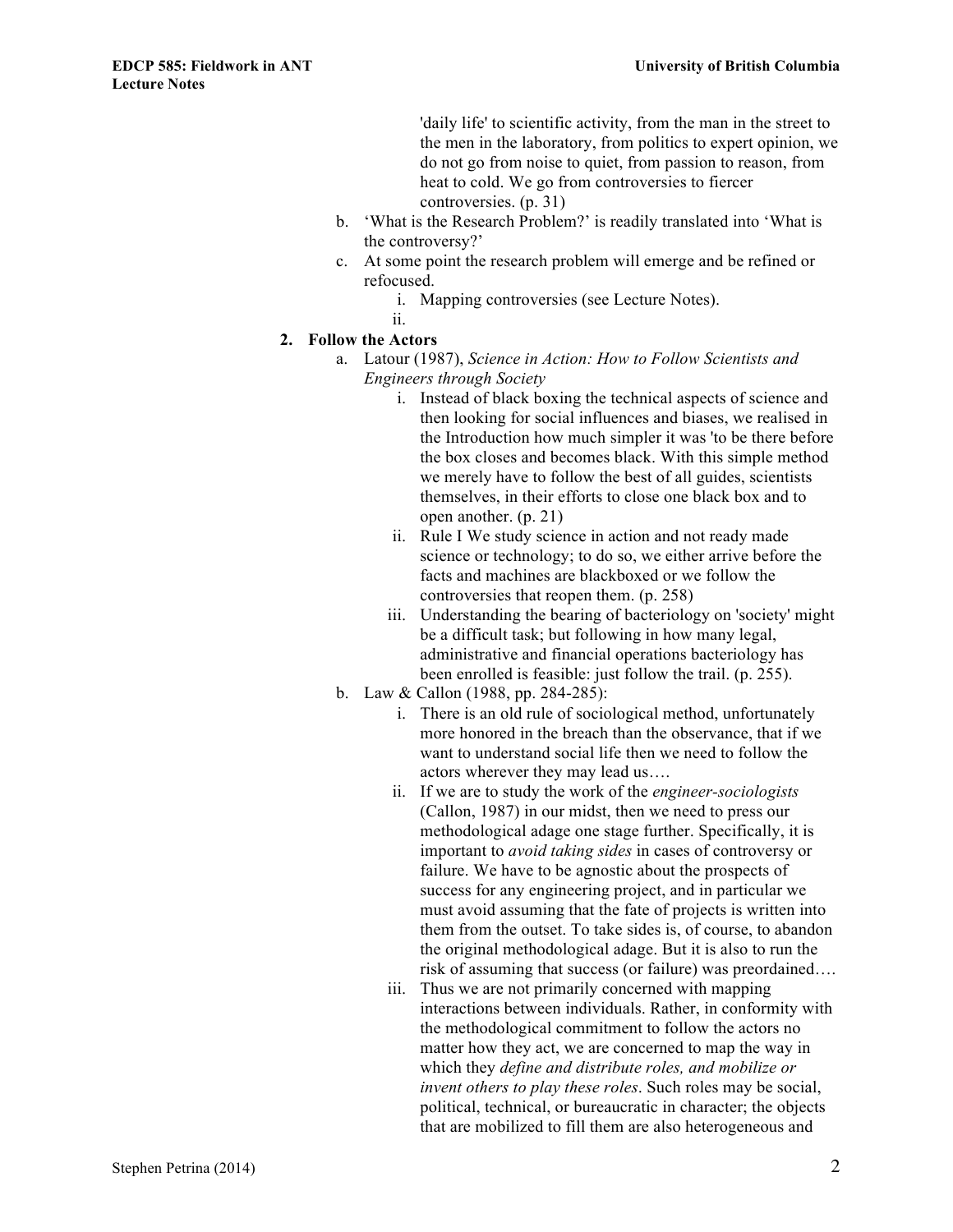'daily life' to scientific activity, from the man in the street to the men in the laboratory, from politics to expert opinion, we do not go from noise to quiet, from passion to reason, from heat to cold. We go from controversies to fiercer controversies. (p. 31)

   b. 'What is the Research Problem?' is readily translated into 'What is the controversy?'
   c. At some point the research problem will emerge and be refined or refocused.
      i. Mapping controversies (see Lecture Notes).
      ii.

2. **Follow the Actors**
   a. Latour (1987), *Science in Action: How to Follow Scientists and Engineers through Society*
      i. Instead of black boxing the technical aspects of science and then looking for social influences and biases, we realised in the Introduction how much simpler it was 'to be there before the box closes and becomes black. With this simple method we merely have to follow the best of all guides, scientists themselves, in their efforts to close one black box and to open another. (p. 21)
      ii. Rule I We study science in action and not ready made science or technology; to do so, we either arrive before the facts and machines are blackboxed or we follow the controversies that reopen them. (p. 258)
      iii. Understanding the bearing of bacteriology on 'society' might be a difficult task; but following in how many legal, administrative and financial operations bacteriology has been enrolled is feasible: just follow the trail. (p. 255).
   b. Law & Callon (1988, pp. 284-285):
      i. There is an old rule of sociological method, unfortunately more honored in the breach than the observance, that if we want to understand social life then we need to follow the actors wherever they may lead us….
      ii. If we are to study the work of the *engineer-sociologists* (Callon, 1987) in our midst, then we need to press our methodological adage one stage further. Specifically, it is important to *avoid taking sides* in cases of controversy or failure. We have to be agnostic about the prospects of success for any engineering project, and in particular we must avoid assuming that the fate of projects is written into them from the outset. To take sides is, of course, to abandon the original methodological adage. But it is also to run the risk of assuming that success (or failure) was preordained….
      iii. Thus we are not primarily concerned with mapping interactions between individuals. Rather, in conformity with the methodological commitment to follow the actors no matter how they act, we are concerned to map the way in which they *define and distribute roles, and mobilize or invent others to play these roles*. Such roles may be social, political, technical, or bureaucratic in character; the objects that are mobilized to fill them are also heterogeneous and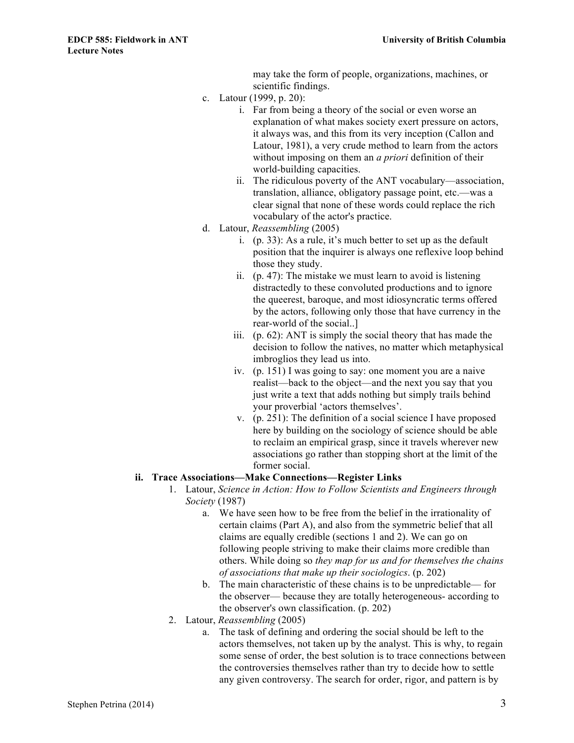may take the form of people, organizations, machines, or scientific findings.

c. Latour (1999, p. 20):
   i. Far from being a theory of the social or even worse an explanation of what makes society exert pressure on actors, it always was, and this from its very inception (Callon and Latour, 1981), a very crude method to learn from the actors without imposing on them an *a priori* definition of their world-building capacities.
   ii. The ridiculous poverty of the ANT vocabulary—association, translation, alliance, obligatory passage point, etc.—was a clear signal that none of these words could replace the rich vocabulary of the actor's practice.

d. Latour, *Reassembling* (2005)
   i. (p. 33): As a rule, it's much better to set up as the default position that the inquirer is always one reflexive loop behind those they study.
   ii. (p. 47): The mistake we must learn to avoid is listening distractedly to these convoluted productions and to ignore the queerest, baroque, and most idiosyncratic terms offered by the actors, following only those that have currency in the rear-world of the social..]
   iii. (p. 62): ANT is simply the social theory that has made the decision to follow the natives, no matter which metaphysical imbroglios they lead us into.
   iv. (p. 151) I was going to say: one moment you are a naive realist—back to the object—and the next you say that you just write a text that adds nothing but simply trails behind your proverbial 'actors themselves'.
   v. (p. 251): The definition of a social science I have proposed here by building on the sociology of science should be able to reclaim an empirical grasp, since it travels wherever new associations go rather than stopping short at the limit of the former social.

**ii. Trace Associations—Make Connections—Register Links**

1. Latour, *Science in Action: How to Follow Scientists and Engineers through Society* (1987)
   a. We have seen how to be free from the belief in the irrationality of certain claims (Part A), and also from the symmetric belief that all claims are equally credible (sections 1 and 2). We can go on following people striving to make their claims more credible than others. While doing so *they map for us and for themselves the chains of associations that make up their sociologics*. (p. 202)
   b. The main characteristic of these chains is to be unpredictable— for the observer— because they are totally heterogeneous- according to the observer's own classification. (p. 202)

2. Latour, *Reassembling* (2005)
   a. The task of defining and ordering the social should be left to the actors themselves, not taken up by the analyst. This is why, to regain some sense of order, the best solution is to trace connections between the controversies themselves rather than try to decide how to settle any given controversy. The search for order, rigor, and pattern is by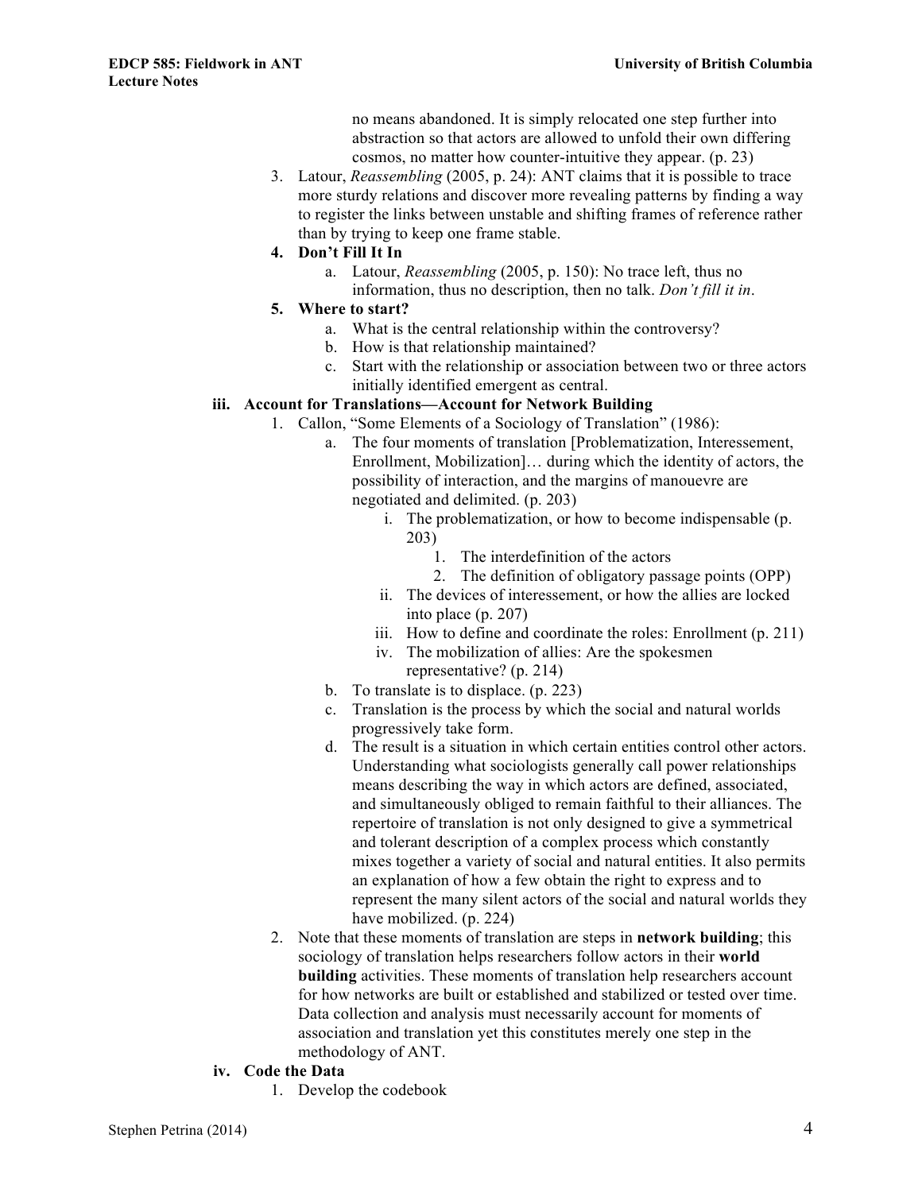no means abandoned. It is simply relocated one step further into abstraction so that actors are allowed to unfold their own differing cosmos, no matter how counter-intuitive they appear. (p. 23)

3. Latour, *Reassembling* (2005, p. 24): ANT claims that it is possible to trace more sturdy relations and discover more revealing patterns by finding a way to register the links between unstable and shifting frames of reference rather than by trying to keep one frame stable.
4. **Don't Fill It In**
    a. Latour, *Reassembling* (2005, p. 150): No trace left, thus no information, thus no description, then no talk. *Don't fill it in*.
5. **Where to start?**
    a. What is the central relationship within the controversy?
    b. How is that relationship maintained?
    c. Start with the relationship or association between two or three actors initially identified emergent as central.

**iii. Account for Translations—Account for Network Building**

1. Callon, "Some Elements of a Sociology of Translation" (1986):
    a. The four moments of translation [Problematization, Interessement, Enrollment, Mobilization]… during which the identity of actors, the possibility of interaction, and the margins of manouevre are negotiated and delimited. (p. 203)
        i. The problematization, or how to become indispensable (p. 203)
            1. The interdefinition of the actors
            2. The definition of obligatory passage points (OPP)
        ii. The devices of interessement, or how the allies are locked into place (p. 207)
        iii. How to define and coordinate the roles: Enrollment (p. 211)
        iv. The mobilization of allies: Are the spokesmen representative? (p. 214)
    b. To translate is to displace. (p. 223)
    c. Translation is the process by which the social and natural worlds progressively take form.
    d. The result is a situation in which certain entities control other actors. Understanding what sociologists generally call power relationships means describing the way in which actors are defined, associated, and simultaneously obliged to remain faithful to their alliances. The repertoire of translation is not only designed to give a symmetrical and tolerant description of a complex process which constantly mixes together a variety of social and natural entities. It also permits an explanation of how a few obtain the right to express and to represent the many silent actors of the social and natural worlds they have mobilized. (p. 224)
2. Note that these moments of translation are steps in **network building**; this sociology of translation helps researchers follow actors in their **world building** activities. These moments of translation help researchers account for how networks are built or established and stabilized or tested over time. Data collection and analysis must necessarily account for moments of association and translation yet this constitutes merely one step in the methodology of ANT.

**iv. Code the Data**

1. Develop the codebook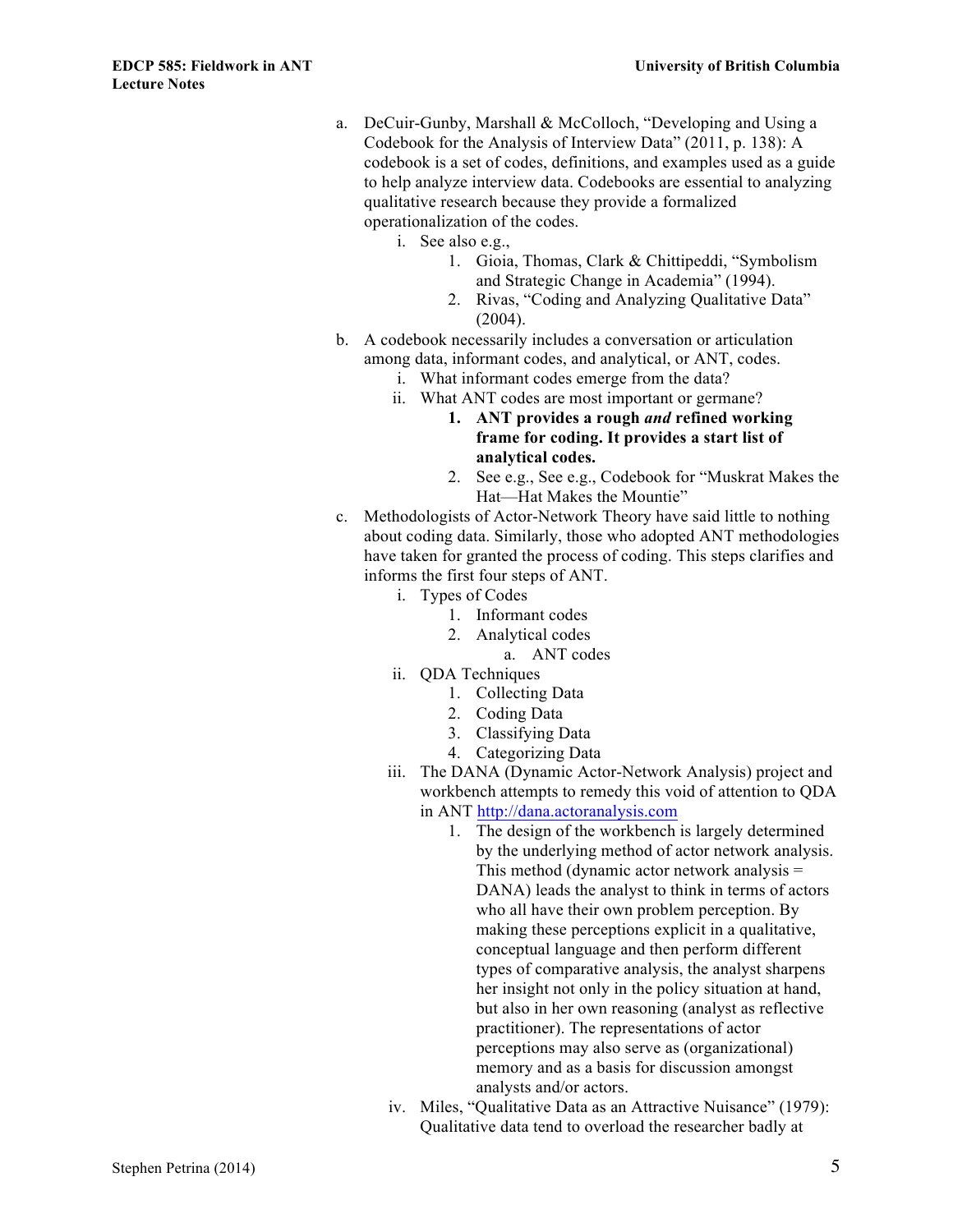a. DeCuir-Gunby, Marshall & McColloch, "Developing and Using a Codebook for the Analysis of Interview Data" (2011, p. 138): A codebook is a set of codes, definitions, and examples used as a guide to help analyze interview data. Codebooks are essential to analyzing qualitative research because they provide a formalized operationalization of the codes.
   i. See also e.g.,
      1. Gioia, Thomas, Clark & Chittipeddi, "Symbolism and Strategic Change in Academia" (1994).
      2. Rivas, "Coding and Analyzing Qualitative Data" (2004).

b. A codebook necessarily includes a conversation or articulation among data, informant codes, and analytical, or ANT, codes.
   i. What informant codes emerge from the data?
   ii. What ANT codes are most important or germane?
      1. **ANT provides a rough *and* refined working frame for coding. It provides a start list of analytical codes.**
      2. See e.g., See e.g., Codebook for "Muskrat Makes the Hat—Hat Makes the Mountie"

c. Methodologists of Actor-Network Theory have said little to nothing about coding data. Similarly, those who adopted ANT methodologies have taken for granted the process of coding. This steps clarifies and informs the first four steps of ANT.
   i. Types of Codes
      1. Informant codes
      2. Analytical codes
         a. ANT codes
   ii. QDA Techniques
      1. Collecting Data
      2. Coding Data
      3. Classifying Data
      4. Categorizing Data
   iii. The DANA (Dynamic Actor-Network Analysis) project and workbench attempts to remedy this void of attention to QDA in ANT http://dana.actoranalysis.com
      1. The design of the workbench is largely determined by the underlying method of actor network analysis. This method (dynamic actor network analysis = DANA) leads the analyst to think in terms of actors who all have their own problem perception. By making these perceptions explicit in a qualitative, conceptual language and then perform different types of comparative analysis, the analyst sharpens her insight not only in the policy situation at hand, but also in her own reasoning (analyst as reflective practitioner). The representations of actor perceptions may also serve as (organizational) memory and as a basis for discussion amongst analysts and/or actors.
   iv. Miles, "Qualitative Data as an Attractive Nuisance" (1979): Qualitative data tend to overload the researcher badly at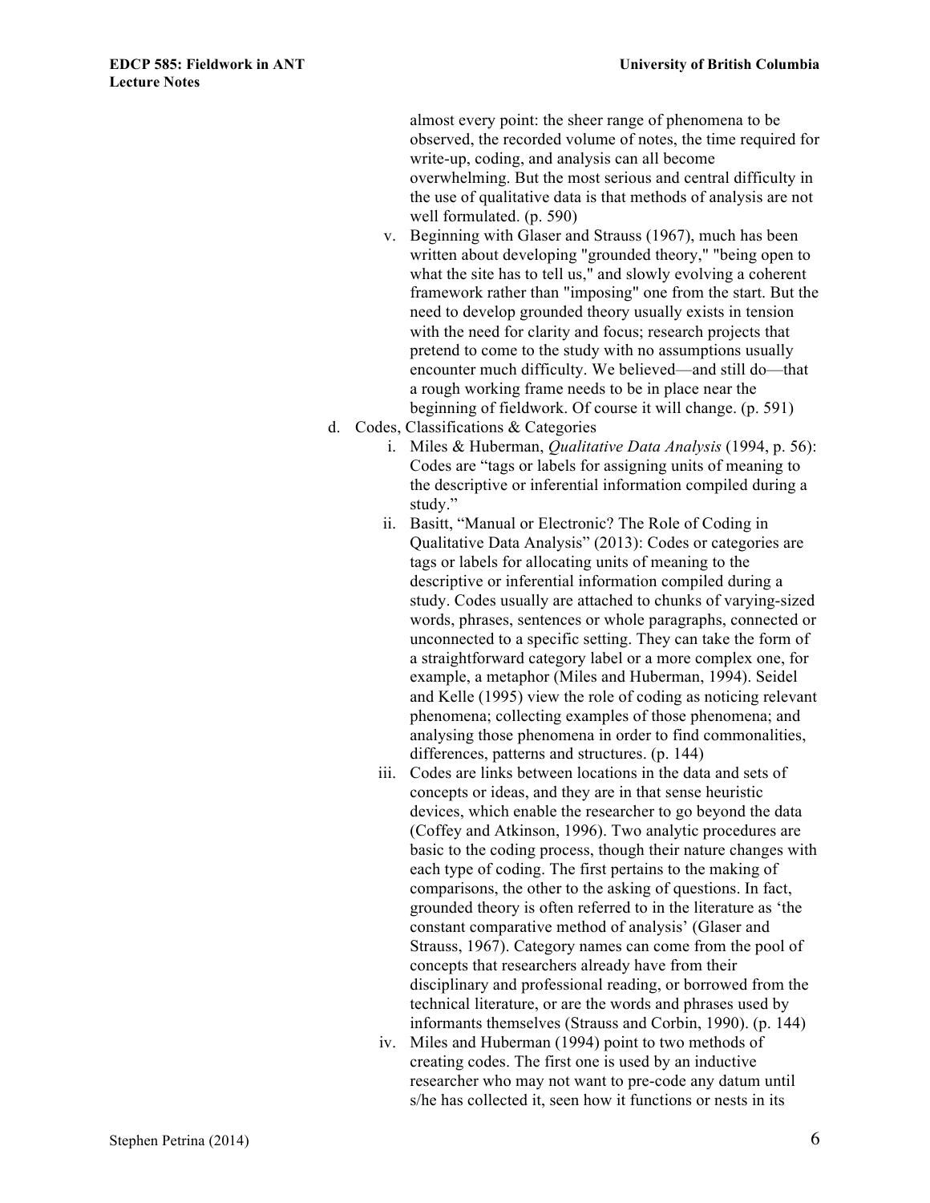almost every point: the sheer range of phenomena to be observed, the recorded volume of notes, the time required for write-up, coding, and analysis can all become overwhelming. But the most serious and central difficulty in the use of qualitative data is that methods of analysis are not well formulated. (p. 590)

v. Beginning with Glaser and Strauss (1967), much has been written about developing "grounded theory," "being open to what the site has to tell us," and slowly evolving a coherent framework rather than "imposing" one from the start. But the need to develop grounded theory usually exists in tension with the need for clarity and focus; research projects that pretend to come to the study with no assumptions usually encounter much difficulty. We believed—and still do—that a rough working frame needs to be in place near the beginning of fieldwork. Of course it will change. (p. 591)

d. Codes, Classifications & Categories

i. Miles & Huberman, *Qualitative Data Analysis* (1994, p. 56): Codes are "tags or labels for assigning units of meaning to the descriptive or inferential information compiled during a study."

ii. Basitt, "Manual or Electronic? The Role of Coding in Qualitative Data Analysis" (2013): Codes or categories are tags or labels for allocating units of meaning to the descriptive or inferential information compiled during a study. Codes usually are attached to chunks of varying-sized words, phrases, sentences or whole paragraphs, connected or unconnected to a specific setting. They can take the form of a straightforward category label or a more complex one, for example, a metaphor (Miles and Huberman, 1994). Seidel and Kelle (1995) view the role of coding as noticing relevant phenomena; collecting examples of those phenomena; and analysing those phenomena in order to find commonalities, differences, patterns and structures. (p. 144)

iii. Codes are links between locations in the data and sets of concepts or ideas, and they are in that sense heuristic devices, which enable the researcher to go beyond the data (Coffey and Atkinson, 1996). Two analytic procedures are basic to the coding process, though their nature changes with each type of coding. The first pertains to the making of comparisons, the other to the asking of questions. In fact, grounded theory is often referred to in the literature as 'the constant comparative method of analysis' (Glaser and Strauss, 1967). Category names can come from the pool of concepts that researchers already have from their disciplinary and professional reading, or borrowed from the technical literature, or are the words and phrases used by informants themselves (Strauss and Corbin, 1990). (p. 144)

iv. Miles and Huberman (1994) point to two methods of creating codes. The first one is used by an inductive researcher who may not want to pre-code any datum until s/he has collected it, seen how it functions or nests in its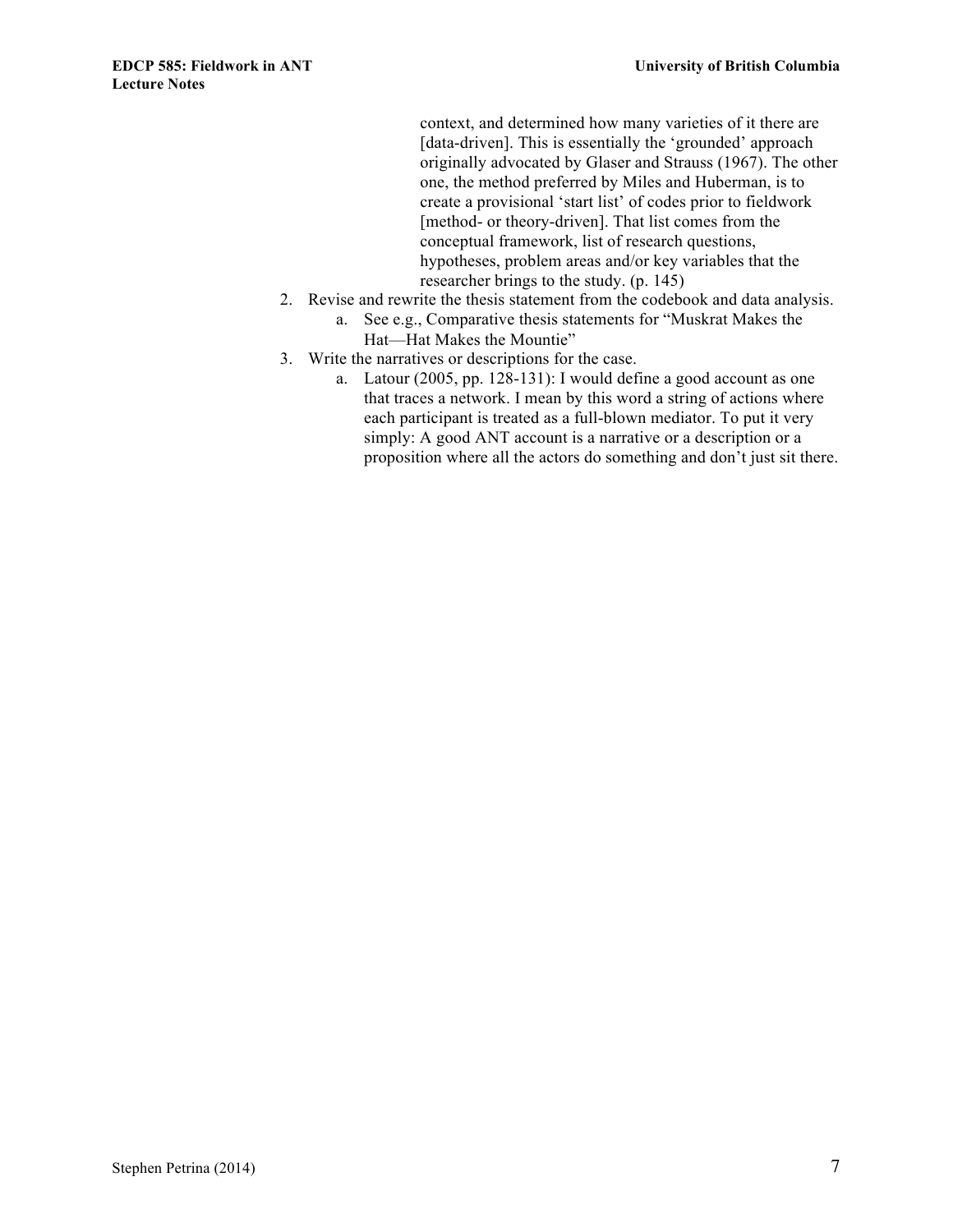context, and determined how many varieties of it there are [data-driven]. This is essentially the 'grounded' approach originally advocated by Glaser and Strauss (1967). The other one, the method preferred by Miles and Huberman, is to create a provisional 'start list' of codes prior to fieldwork [method- or theory-driven]. That list comes from the conceptual framework, list of research questions, hypotheses, problem areas and/or key variables that the researcher brings to the study. (p. 145)

2. Revise and rewrite the thesis statement from the codebook and data analysis.
    a. See e.g., Comparative thesis statements for "Muskrat Makes the Hat—Hat Makes the Mountie"
3. Write the narratives or descriptions for the case.
    a. Latour (2005, pp. 128-131): I would define a good account as one that traces a network. I mean by this word a string of actions where each participant is treated as a full-blown mediator. To put it very simply: A good ANT account is a narrative or a description or a proposition where all the actors do something and don't just sit there.